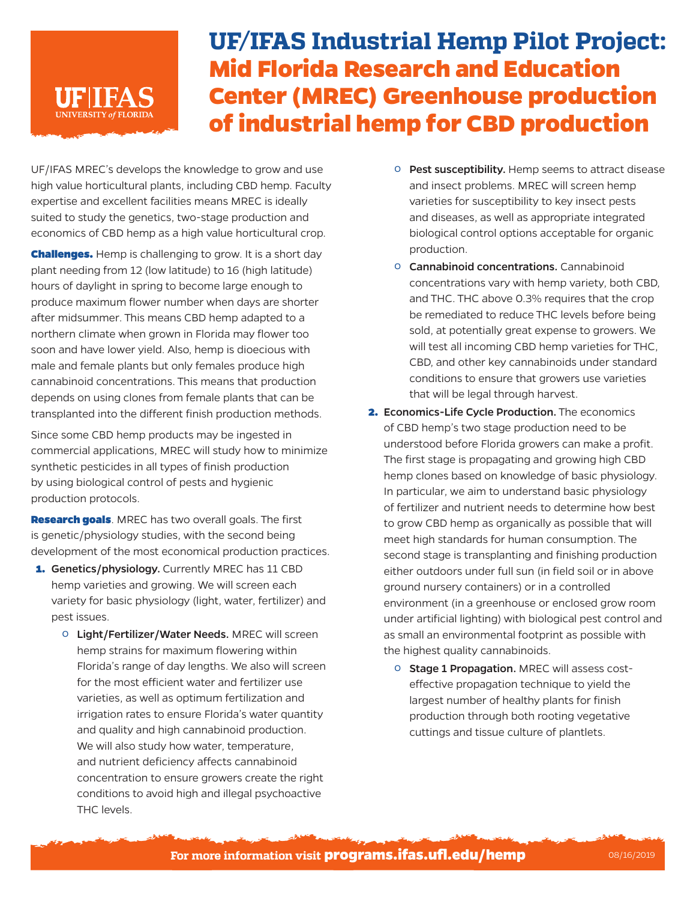# UF/IFAS Industrial Hemp Pilot Project: Mid Florida Research and Education Center (MREC) Greenhouse production of industrial hemp for CBD production

UF/IFAS MREC's develops the knowledge to grow and use high value horticultural plants, including CBD hemp. Faculty expertise and excellent facilities means MREC is ideally suited to study the genetics, two-stage production and economics of CBD hemp as a high value horticultural crop.

**Challenges.** Hemp is challenging to grow. It is a short day plant needing from 12 (low latitude) to 16 (high latitude) hours of daylight in spring to become large enough to produce maximum flower number when days are shorter after midsummer. This means CBD hemp adapted to a northern climate when grown in Florida may flower too soon and have lower yield. Also, hemp is dioecious with male and female plants but only females produce high cannabinoid concentrations. This means that production depends on using clones from female plants that can be transplanted into the different finish production methods.

Since some CBD hemp products may be ingested in commercial applications, MREC will study how to minimize synthetic pesticides in all types of finish production by using biological control of pests and hygienic production protocols.

**Research goals**. MREC has two overall goals. The first is genetic/physiology studies, with the second being development of the most economical production practices.

1. **Genetics/physiology.** Currently MREC has 11 CBD hemp varieties and growing. We will screen each variety for basic physiology (light, water, fertilizer) and pest issues.
   - **Light/Fertilizer/Water Needs.** MREC will screen hemp strains for maximum flowering within Florida's range of day lengths. We also will screen for the most efficient water and fertilizer use varieties, as well as optimum fertilization and irrigation rates to ensure Florida's water quantity and quality and high cannabinoid production. We will also study how water, temperature, and nutrient deficiency affects cannabinoid concentration to ensure growers create the right conditions to avoid high and illegal psychoactive THC levels.
   - **Pest susceptibility.** Hemp seems to attract disease and insect problems. MREC will screen hemp varieties for susceptibility to key insect pests and diseases, as well as appropriate integrated biological control options acceptable for organic production.
   - **Cannabinoid concentrations.** Cannabinoid concentrations vary with hemp variety, both CBD, and THC. THC above 0.3% requires that the crop be remediated to reduce THC levels before being sold, at potentially great expense to growers. We will test all incoming CBD hemp varieties for THC, CBD, and other key cannabinoids under standard conditions to ensure that growers use varieties that will be legal through harvest.
2. **Economics-Life Cycle Production.** The economics of CBD hemp's two stage production need to be understood before Florida growers can make a profit. The first stage is propagating and growing high CBD hemp clones based on knowledge of basic physiology. In particular, we aim to understand basic physiology of fertilizer and nutrient needs to determine how best to grow CBD hemp as organically as possible that will meet high standards for human consumption. The second stage is transplanting and finishing production either outdoors under full sun (in field soil or in above ground nursery containers) or in a controlled environment (in a greenhouse or enclosed grow room under artificial lighting) with biological pest control and as small an environmental footprint as possible with the highest quality cannabinoids.
   - **Stage 1 Propagation.** MREC will assess cost-effective propagation technique to yield the largest number of healthy plants for finish production through both rooting vegetative cuttings and tissue culture of plantlets.

For more information visit **programs.ifas.ufl.edu/hemp** 08/16/2019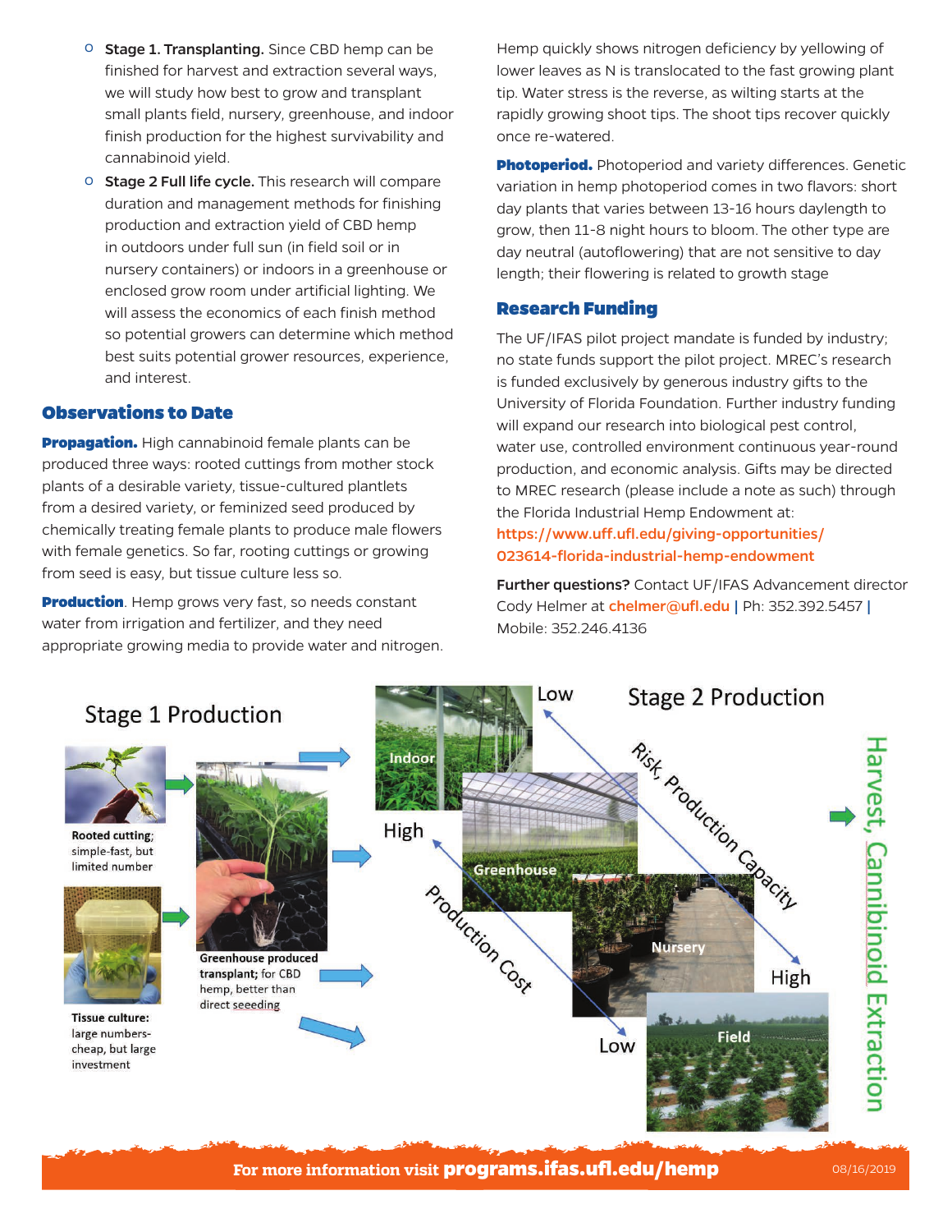- **Stage 1. Transplanting.** Since CBD hemp can be finished for harvest and extraction several ways, we will study how best to grow and transplant small plants field, nursery, greenhouse, and indoor finish production for the highest survivability and cannabinoid yield.
- **Stage 2 Full life cycle.** This research will compare duration and management methods for finishing production and extraction yield of CBD hemp in outdoors under full sun (in field soil or in nursery containers) or indoors in a greenhouse or enclosed grow room under artificial lighting. We will assess the economics of each finish method so potential growers can determine which method best suits potential grower resources, experience, and interest.

## Observations to Date

**Propagation.** High cannabinoid female plants can be produced three ways: rooted cuttings from mother stock plants of a desirable variety, tissue-cultured plantlets from a desired variety, or feminized seed produced by chemically treating female plants to produce male flowers with female genetics. So far, rooting cuttings or growing from seed is easy, but tissue culture less so.

**Production**. Hemp grows very fast, so needs constant water from irrigation and fertilizer, and they need appropriate growing media to provide water and nitrogen. Hemp quickly shows nitrogen deficiency by yellowing of lower leaves as N is translocated to the fast growing plant tip. Water stress is the reverse, as wilting starts at the rapidly growing shoot tips. The shoot tips recover quickly once re-watered.

**Photoperiod.** Photoperiod and variety differences. Genetic variation in hemp photoperiod comes in two flavors: short day plants that varies between 13-16 hours daylength to grow, then 11-8 night hours to bloom. The other type are day neutral (autoflowering) that are not sensitive to day length; their flowering is related to growth stage

## Research Funding

The UF/IFAS pilot project mandate is funded by industry; no state funds support the pilot project. MREC's research is funded exclusively by generous industry gifts to the University of Florida Foundation. Further industry funding will expand our research into biological pest control, water use, controlled environment continuous year-round production, and economic analysis. Gifts may be directed to MREC research (please include a note as such) through the Florida Industrial Hemp Endowment at: https://www.uff.ufl.edu/giving-opportunities/023614-florida-industrial-hemp-endowment

**Further questions?** Contact UF/IFAS Advancement director Cody Helmer at chelmer@ufl.edu | Ph: 352.392.5457 | Mobile: 352.246.4136

Stage 1 Production

Rooted cutting; simple-fast, but limited number

Tissue culture: large numbers-cheap, but large investment

Greenhouse produced transplant; for CBD hemp, better than direct seeeding

Stage 2 Production

Indoor

Greenhouse

Nursery

Field

High

Low

Production Cost

Low

High

Risk, Production Capacity

Harvest, Cannibinoid Extraction

For more information visit **programs.ifas.ufl.edu/hemp**

08/16/2019